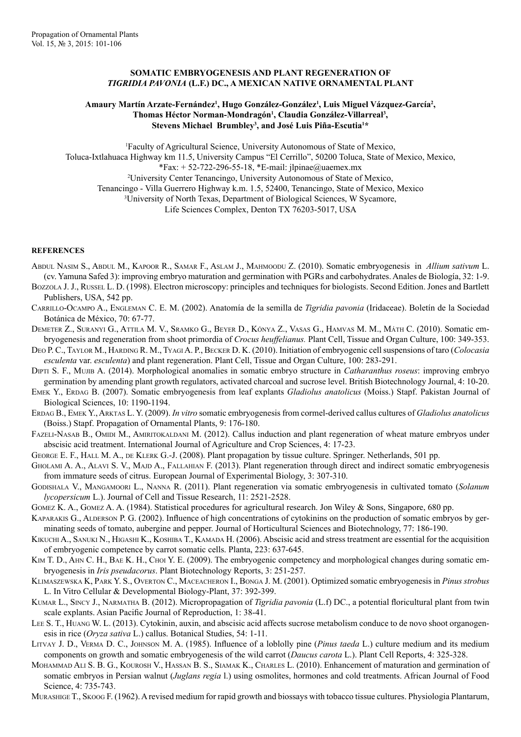# SOMATIC EMBRYOGENESIS AND PLANT REGENERATION OF *TIGRIDIA PAVONIA* (L.F.) DC., A MEXICAN NATIVE ORNAMENTAL PLANT

**Amaury Martín Arzate-Fernández[1], Hugo González-González[1], Luis Miguel Vázquez-García[2], Thomas Héctor Norman-Mondragón[1], Claudia González-Villarreal[3], Stevens Michael Brumbley[3], and José Luis Piña-Escutia[1]***

[1]Faculty of Agricultural Science, University Autonomous of State of Mexico, Toluca-Ixtlahuaca Highway km 11.5, University Campus "El Cerrillo", 50200 Toluca, State of Mexico, Mexico, *Fax: + 52-722-296-55-18, *E-mail: jlpinae@uaemex.mx

[2]University Center Tenancingo, University Autonomous of State of Mexico, Tenancingo - Villa Guerrero Highway k.m. 1.5, 52400, Tenancingo, State of Mexico, Mexico

[3]University of North Texas, Department of Biological Sciences, W Sycamore, Life Sciences Complex, Denton TX 76203-5017, USA

## REFERENCES

Abdul Nasim S., Abdul M., Kapoor R., Samar F., Aslam J., Mahmoodu Z. (2010). Somatic embryogenesis in *Allium sativum* L. (cv. Yamuna Safed 3): improving embryo maturation and germination with PGRs and carbohydrates. Anales de Biología, 32: 1-9.

Bozzola J. J., Russel L. D. (1998). Electron microscopy: principles and techniques for biologists. Second Edition. Jones and Bartlett Publishers, USA, 542 pp.

Carrillo-Ocampo A., Engleman C. E. M. (2002). Anatomía de la semilla de *Tigridia pavonia* (Iridaceae). Boletín de la Sociedad Botánica de México, 70: 67-77.

Demeter Z., Suranyi G., Attila M. V., Sramko G., Beyer D., Kónya Z., Vasas G., Hamvas M. M., Máth C. (2010). Somatic embryogenesis and regeneration from shoot primordia of *Crocus heuffelianus.* Plant Cell, Tissue and Organ Culture, 100: 349-353.

Deo P. C., Taylor M., Harding R. M., Tyagi A. P., Becker D. K. (2010). Initiation of embryogenic cell suspensions of taro (*Colocasia esculenta* var. *esculenta*) and plant regeneration. Plant Cell, Tissue and Organ Culture, 100: 283-291.

Dipti S. F., Mujib A. (2014). Morphological anomalies in somatic embryo structure in *Catharanthus roseus*: improving embryo germination by amending plant growth regulators, activated charcoal and sucrose level. British Biotechnology Journal, 4: 10-20.

Emek Y., Erdag B. (2007). Somatic embryogenesis from leaf explants *Gladiolus anatolicus* (Moiss.) Stapf. Pakistan Journal of Biological Sciences, 10: 1190-1194.

Erdag B., Emek Y., Arktas L. Y. (2009). *In vitro* somatic embryogenesis from cormel-derived callus cultures of *Gladiolus anatolicus* (Boiss.) Stapf. Propagation of Ornamental Plants, 9: 176-180.

Fazeli-Nasab B., Omidi M., Amiritokaldani M. (2012). Callus induction and plant regeneration of wheat mature embryos under abscisic acid treatment. International Journal of Agriculture and Crop Sciences, 4: 17-23.

George E. F., Hall M. A., de Klerk G.-J. (2008). Plant propagation by tissue culture. Springer. Netherlands, 501 pp.

Gholami A. A., Alavi S. V., Majd A., Fallahian F. (2013). Plant regeneration through direct and indirect somatic embryogenesis from immature seeds of citrus. European Journal of Experimental Biology, 3: 307-310.

Godishala V., Mangamoori L., Nanna R. (2011). Plant regeneration via somatic embryogenesis in cultivated tomato (*Solanum lycopersicum* L.). Journal of Cell and Tissue Research, 11: 2521-2528.

Gomez K. A., Gomez A. A. (1984). Statistical procedures for agricultural research. Jon Wiley & Sons, Singapore, 680 pp.

Kaparakis G., Alderson P. G. (2002). Influence of high concentrations of cytokinins on the production of somatic embryos by germinating seeds of tomato, aubergine and pepper. Journal of Horticultural Sciences and Biotechnology, 77: 186-190.

Kikuchi A., Sanuki N., Higashi K., Koshiba T., Kamada H. (2006). Abscisic acid and stress treatment are essential for the acquisition of embryogenic competence by carrot somatic cells. Planta, 223: 637-645.

Kim T. D., Ahn C. H., Bae K. H., Choi Y. E. (2009). The embryogenic competency and morphological changes during somatic embryogenesis in *Iris pseudacorus*. Plant Biotechnology Reports, 3: 251-257.

Klimaszewska K, Park Y. S., Overton C., Maceacheron I., Bonga J. M. (2001). Optimized somatic embryogenesis in *Pinus strobus* L. In Vitro Cellular & Developmental Biology-Plant, 37: 392-399.

Kumar L., Sincy J., Narmatha B. (2012). Micropropagation of *Tigridia pavonia* (L.f) DC., a potential floricultural plant from twin scale explants. Asian Pacific Journal of Reproduction, 1: 38-41.

Lee S. T., Huang W. L. (2013). Cytokinin, auxin, and abscisic acid affects sucrose metabolism conduce to de novo shoot organogenesis in rice (*Oryza sativa* L.) callus. Botanical Studies, 54: 1-11.

Litvay J. D., Verma D. C., Johnson M. A. (1985). Influence of a loblolly pine (*Pinus taeda* L.) culture medium and its medium components on growth and somatic embryogenesis of the wild carrot (*Daucus carota* L.). Plant Cell Reports, 4: 325-328.

Mohammad Ali S. B. G., Kourosh V., Hassan B. S., Siamak K., Charles L. (2010). Enhancement of maturation and germination of somatic embryos in Persian walnut (*Juglans regia* l.) using osmolites, hormones and cold treatments. African Journal of Food Science, 4: 735-743.

Murashige T., Skoog F. (1962). A revised medium for rapid growth and biossays with tobacco tissue cultures. Physiologia Plantarum,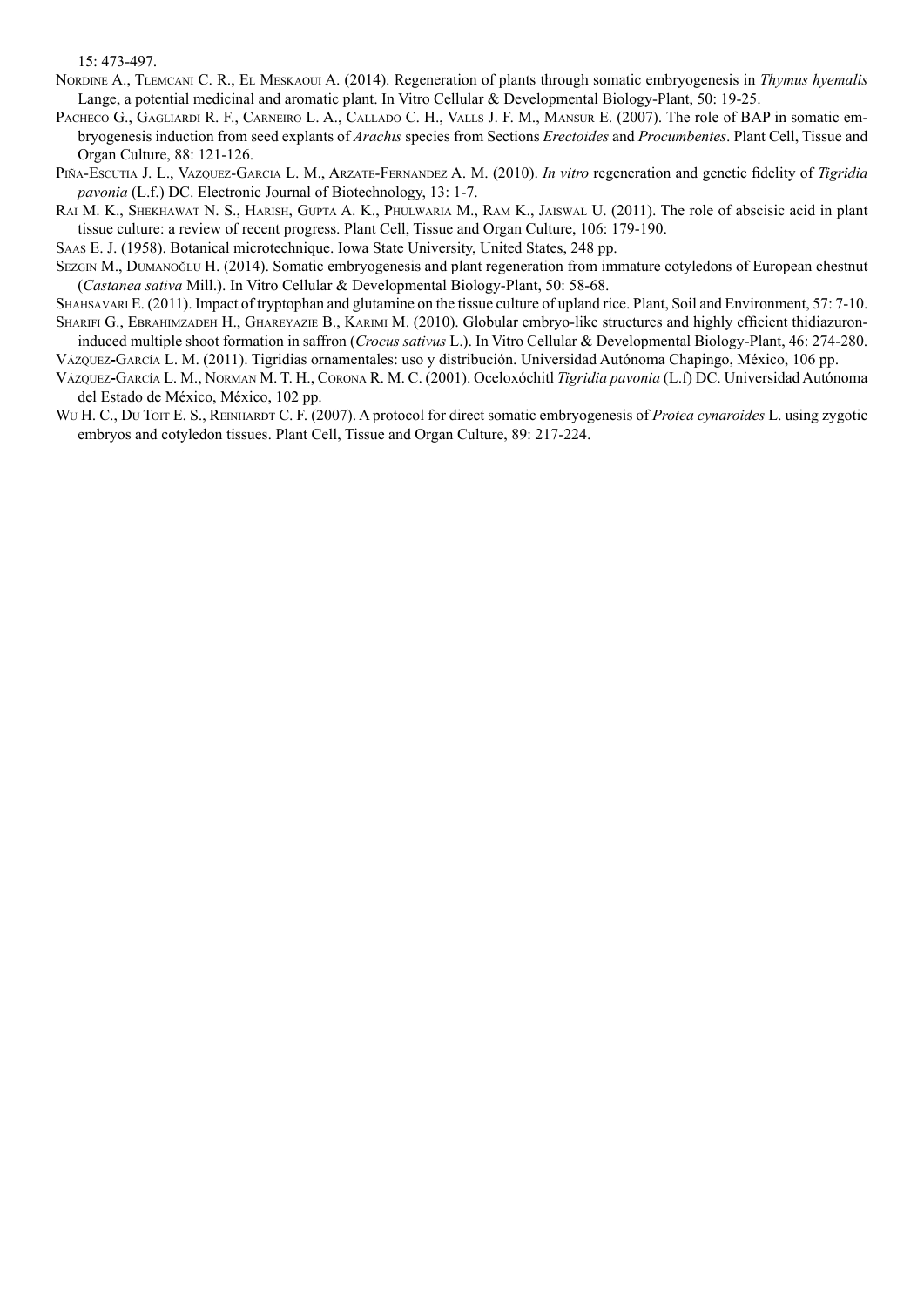15: 473-497.

Nordine A., Tlemcani C. R., El Meskaoui A. (2014). Regeneration of plants through somatic embryogenesis in *Thymus hyemalis* Lange, a potential medicinal and aromatic plant. In Vitro Cellular & Developmental Biology-Plant, 50: 19-25.

Pacheco G., Gagliardi R. F., Carneiro L. A., Callado C. H., Valls J. F. M., Mansur E. (2007). The role of BAP in somatic embryogenesis induction from seed explants of *Arachis* species from Sections *Erectoides* and *Procumbentes*. Plant Cell, Tissue and Organ Culture, 88: 121-126.

Piña-Escutia J. L., Vazquez-Garcia L. M., Arzate-Fernandez A. M. (2010). *In vitro* regeneration and genetic fidelity of *Tigridia pavonia* (L.f.) DC. Electronic Journal of Biotechnology, 13: 1-7.

Rai M. K., Shekhawat N. S., Harish, Gupta A. K., Phulwaria M., Ram K., Jaiswal U. (2011). The role of abscisic acid in plant tissue culture: a review of recent progress. Plant Cell, Tissue and Organ Culture, 106: 179-190.

Saas E. J. (1958). Botanical microtechnique. Iowa State University, United States, 248 pp.

Sezgin M., Dumanoğlu H. (2014). Somatic embryogenesis and plant regeneration from immature cotyledons of European chestnut (*Castanea sativa* Mill.). In Vitro Cellular & Developmental Biology-Plant, 50: 58-68.

Shahsavari E. (2011). Impact of tryptophan and glutamine on the tissue culture of upland rice. Plant, Soil and Environment, 57: 7-10.

Sharifi G., Ebrahimzadeh H., Ghareyazie B., Karimi M. (2010). Globular embryo-like structures and highly efficient thidiazuron-induced multiple shoot formation in saffron (*Crocus sativus* L.). In Vitro Cellular & Developmental Biology-Plant, 46: 274-280.

Vázquez-García L. M. (2011). Tigridias ornamentales: uso y distribución. Universidad Autónoma Chapingo, México, 106 pp.

Vázquez-García L. M., Norman M. T. H., Corona R. M. C. (2001). Oceloxóchitl *Tigridia pavonia* (L.f) DC. Universidad Autónoma del Estado de México, México, 102 pp.

Wu H. C., Du Toit E. S., Reinhardt C. F. (2007). A protocol for direct somatic embryogenesis of *Protea cynaroides* L. using zygotic embryos and cotyledon tissues. Plant Cell, Tissue and Organ Culture, 89: 217-224.